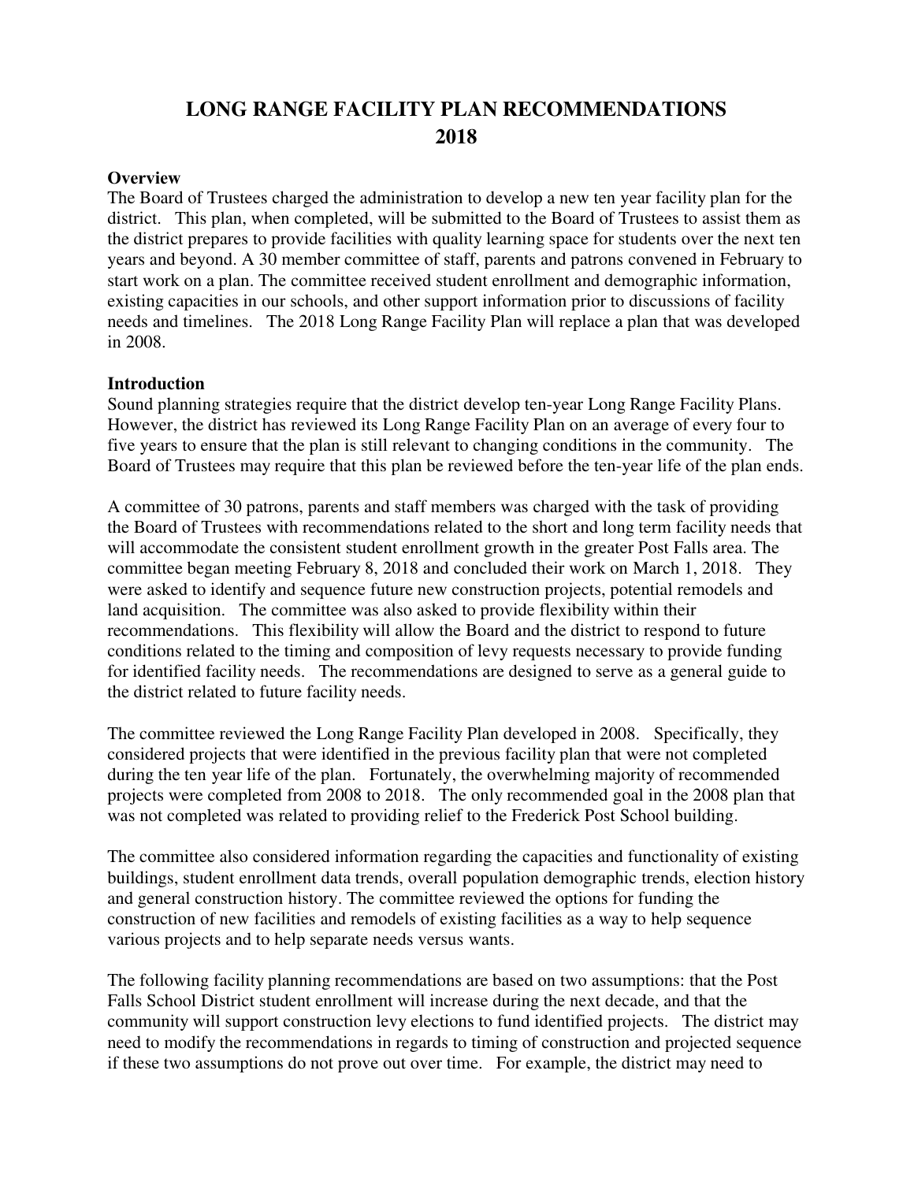# LONG RANGE FACILITY PLAN RECOMMENDATIONS 2018

**Overview**

The Board of Trustees charged the administration to develop a new ten year facility plan for the district. This plan, when completed, will be submitted to the Board of Trustees to assist them as the district prepares to provide facilities with quality learning space for students over the next ten years and beyond. A 30 member committee of staff, parents and patrons convened in February to start work on a plan. The committee received student enrollment and demographic information, existing capacities in our schools, and other support information prior to discussions of facility needs and timelines. The 2018 Long Range Facility Plan will replace a plan that was developed in 2008.

**Introduction**

Sound planning strategies require that the district develop ten-year Long Range Facility Plans. However, the district has reviewed its Long Range Facility Plan on an average of every four to five years to ensure that the plan is still relevant to changing conditions in the community. The Board of Trustees may require that this plan be reviewed before the ten-year life of the plan ends.

A committee of 30 patrons, parents and staff members was charged with the task of providing the Board of Trustees with recommendations related to the short and long term facility needs that will accommodate the consistent student enrollment growth in the greater Post Falls area. The committee began meeting February 8, 2018 and concluded their work on March 1, 2018. They were asked to identify and sequence future new construction projects, potential remodels and land acquisition. The committee was also asked to provide flexibility within their recommendations. This flexibility will allow the Board and the district to respond to future conditions related to the timing and composition of levy requests necessary to provide funding for identified facility needs. The recommendations are designed to serve as a general guide to the district related to future facility needs.

The committee reviewed the Long Range Facility Plan developed in 2008. Specifically, they considered projects that were identified in the previous facility plan that were not completed during the ten year life of the plan. Fortunately, the overwhelming majority of recommended projects were completed from 2008 to 2018. The only recommended goal in the 2008 plan that was not completed was related to providing relief to the Frederick Post School building.

The committee also considered information regarding the capacities and functionality of existing buildings, student enrollment data trends, overall population demographic trends, election history and general construction history. The committee reviewed the options for funding the construction of new facilities and remodels of existing facilities as a way to help sequence various projects and to help separate needs versus wants.

The following facility planning recommendations are based on two assumptions: that the Post Falls School District student enrollment will increase during the next decade, and that the community will support construction levy elections to fund identified projects. The district may need to modify the recommendations in regards to timing of construction and projected sequence if these two assumptions do not prove out over time. For example, the district may need to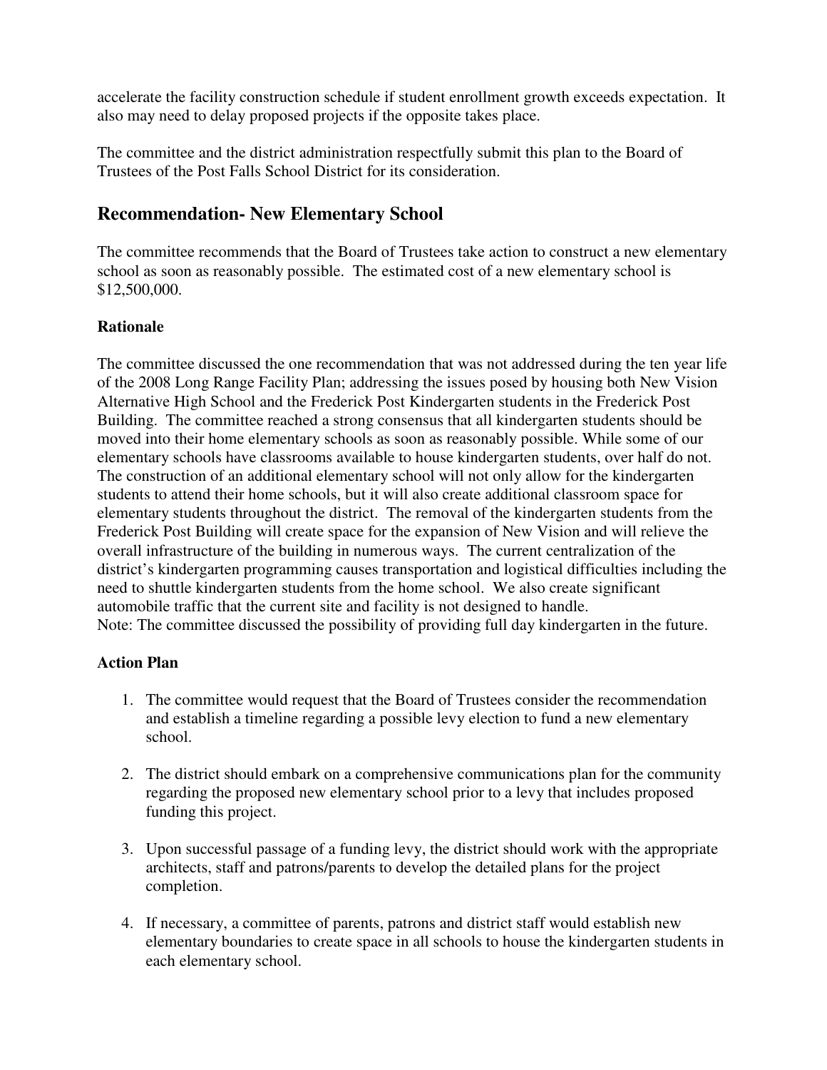accelerate the facility construction schedule if student enrollment growth exceeds expectation. It also may need to delay proposed projects if the opposite takes place.

The committee and the district administration respectfully submit this plan to the Board of Trustees of the Post Falls School District for its consideration.

## Recommendation- New Elementary School

The committee recommends that the Board of Trustees take action to construct a new elementary school as soon as reasonably possible. The estimated cost of a new elementary school is $12,500,000.

**Rationale**

The committee discussed the one recommendation that was not addressed during the ten year life of the 2008 Long Range Facility Plan; addressing the issues posed by housing both New Vision Alternative High School and the Frederick Post Kindergarten students in the Frederick Post Building. The committee reached a strong consensus that all kindergarten students should be moved into their home elementary schools as soon as reasonably possible. While some of our elementary schools have classrooms available to house kindergarten students, over half do not. The construction of an additional elementary school will not only allow for the kindergarten students to attend their home schools, but it will also create additional classroom space for elementary students throughout the district. The removal of the kindergarten students from the Frederick Post Building will create space for the expansion of New Vision and will relieve the overall infrastructure of the building in numerous ways. The current centralization of the district's kindergarten programming causes transportation and logistical difficulties including the need to shuttle kindergarten students from the home school. We also create significant automobile traffic that the current site and facility is not designed to handle.
Note: The committee discussed the possibility of providing full day kindergarten in the future.

**Action Plan**

1. The committee would request that the Board of Trustees consider the recommendation and establish a timeline regarding a possible levy election to fund a new elementary school.

2. The district should embark on a comprehensive communications plan for the community regarding the proposed new elementary school prior to a levy that includes proposed funding this project.

3. Upon successful passage of a funding levy, the district should work with the appropriate architects, staff and patrons/parents to develop the detailed plans for the project completion.

4. If necessary, a committee of parents, patrons and district staff would establish new elementary boundaries to create space in all schools to house the kindergarten students in each elementary school.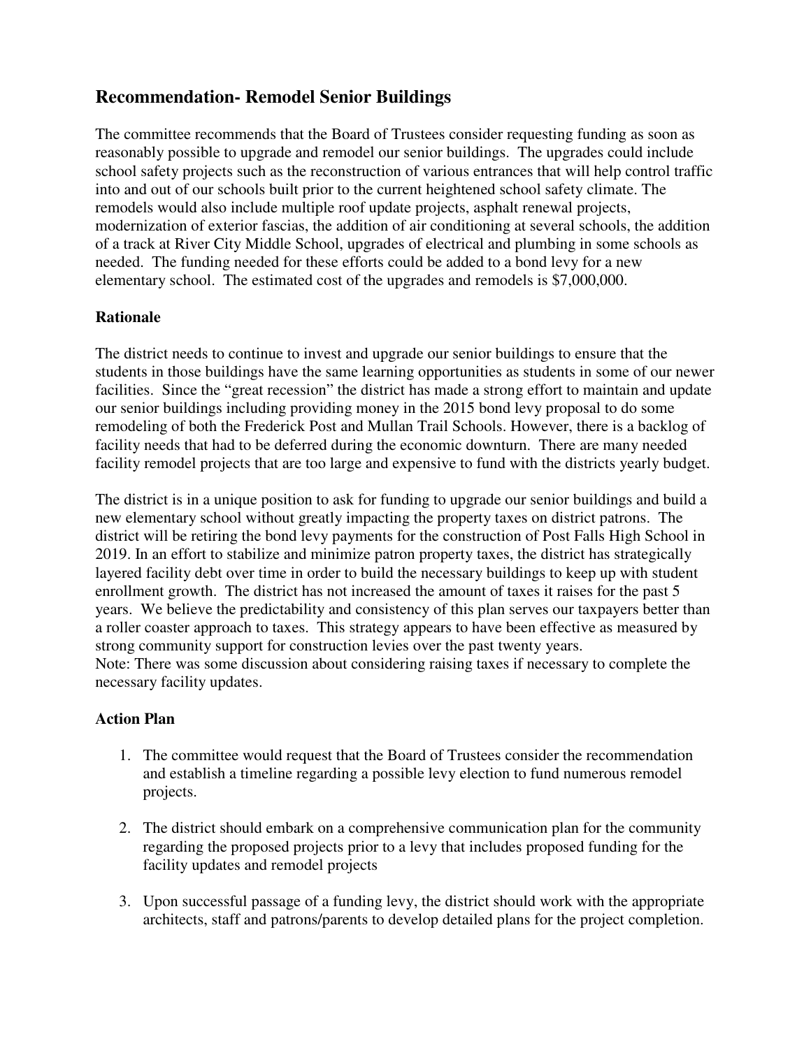## Recommendation- Remodel Senior Buildings

The committee recommends that the Board of Trustees consider requesting funding as soon as reasonably possible to upgrade and remodel our senior buildings. The upgrades could include school safety projects such as the reconstruction of various entrances that will help control traffic into and out of our schools built prior to the current heightened school safety climate. The remodels would also include multiple roof update projects, asphalt renewal projects, modernization of exterior fascias, the addition of air conditioning at several schools, the addition of a track at River City Middle School, upgrades of electrical and plumbing in some schools as needed. The funding needed for these efforts could be added to a bond levy for a new elementary school. The estimated cost of the upgrades and remodels is $7,000,000.

### Rationale

The district needs to continue to invest and upgrade our senior buildings to ensure that the students in those buildings have the same learning opportunities as students in some of our newer facilities. Since the "great recession" the district has made a strong effort to maintain and update our senior buildings including providing money in the 2015 bond levy proposal to do some remodeling of both the Frederick Post and Mullan Trail Schools. However, there is a backlog of facility needs that had to be deferred during the economic downturn. There are many needed facility remodel projects that are too large and expensive to fund with the districts yearly budget.

The district is in a unique position to ask for funding to upgrade our senior buildings and build a new elementary school without greatly impacting the property taxes on district patrons. The district will be retiring the bond levy payments for the construction of Post Falls High School in 2019. In an effort to stabilize and minimize patron property taxes, the district has strategically layered facility debt over time in order to build the necessary buildings to keep up with student enrollment growth. The district has not increased the amount of taxes it raises for the past 5 years. We believe the predictability and consistency of this plan serves our taxpayers better than a roller coaster approach to taxes. This strategy appears to have been effective as measured by strong community support for construction levies over the past twenty years.
Note: There was some discussion about considering raising taxes if necessary to complete the necessary facility updates.

### Action Plan

1. The committee would request that the Board of Trustees consider the recommendation and establish a timeline regarding a possible levy election to fund numerous remodel projects.

2. The district should embark on a comprehensive communication plan for the community regarding the proposed projects prior to a levy that includes proposed funding for the facility updates and remodel projects

3. Upon successful passage of a funding levy, the district should work with the appropriate architects, staff and patrons/parents to develop detailed plans for the project completion.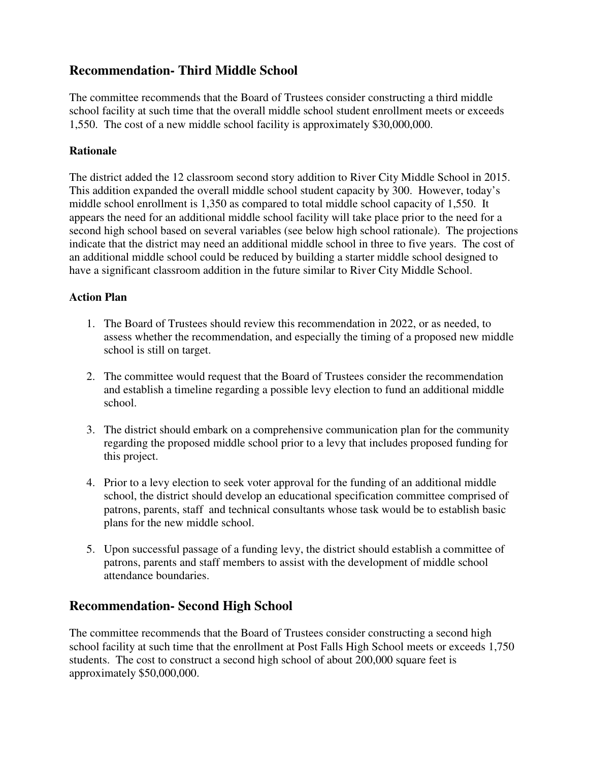## Recommendation- Third Middle School

The committee recommends that the Board of Trustees consider constructing a third middle school facility at such time that the overall middle school student enrollment meets or exceeds 1,550. The cost of a new middle school facility is approximately $30,000,000.

### Rationale

The district added the 12 classroom second story addition to River City Middle School in 2015. This addition expanded the overall middle school student capacity by 300. However, today's middle school enrollment is 1,350 as compared to total middle school capacity of 1,550. It appears the need for an additional middle school facility will take place prior to the need for a second high school based on several variables (see below high school rationale). The projections indicate that the district may need an additional middle school in three to five years. The cost of an additional middle school could be reduced by building a starter middle school designed to have a significant classroom addition in the future similar to River City Middle School.

### Action Plan

1. The Board of Trustees should review this recommendation in 2022, or as needed, to assess whether the recommendation, and especially the timing of a proposed new middle school is still on target.

2. The committee would request that the Board of Trustees consider the recommendation and establish a timeline regarding a possible levy election to fund an additional middle school.

3. The district should embark on a comprehensive communication plan for the community regarding the proposed middle school prior to a levy that includes proposed funding for this project.

4. Prior to a levy election to seek voter approval for the funding of an additional middle school, the district should develop an educational specification committee comprised of patrons, parents, staff and technical consultants whose task would be to establish basic plans for the new middle school.

5. Upon successful passage of a funding levy, the district should establish a committee of patrons, parents and staff members to assist with the development of middle school attendance boundaries.

## Recommendation- Second High School

The committee recommends that the Board of Trustees consider constructing a second high school facility at such time that the enrollment at Post Falls High School meets or exceeds 1,750 students. The cost to construct a second high school of about 200,000 square feet is approximately $50,000,000.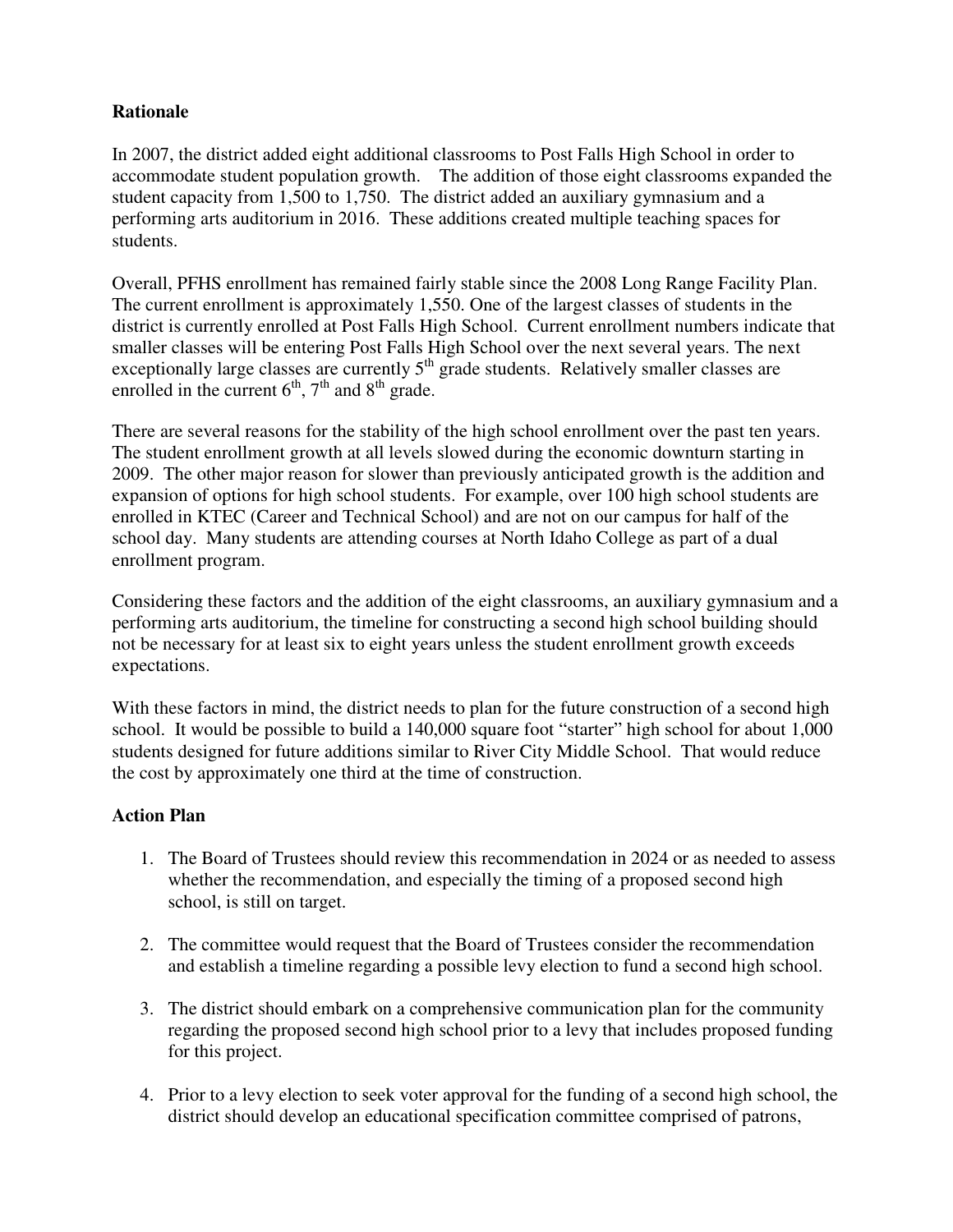**Rationale**

In 2007, the district added eight additional classrooms to Post Falls High School in order to accommodate student population growth. The addition of those eight classrooms expanded the student capacity from 1,500 to 1,750. The district added an auxiliary gymnasium and a performing arts auditorium in 2016. These additions created multiple teaching spaces for students.

Overall, PFHS enrollment has remained fairly stable since the 2008 Long Range Facility Plan. The current enrollment is approximately 1,550. One of the largest classes of students in the district is currently enrolled at Post Falls High School. Current enrollment numbers indicate that smaller classes will be entering Post Falls High School over the next several years. The next exceptionally large classes are currently 5th grade students. Relatively smaller classes are enrolled in the current 6th, 7th and 8th grade.

There are several reasons for the stability of the high school enrollment over the past ten years. The student enrollment growth at all levels slowed during the economic downturn starting in 2009. The other major reason for slower than previously anticipated growth is the addition and expansion of options for high school students. For example, over 100 high school students are enrolled in KTEC (Career and Technical School) and are not on our campus for half of the school day. Many students are attending courses at North Idaho College as part of a dual enrollment program.

Considering these factors and the addition of the eight classrooms, an auxiliary gymnasium and a performing arts auditorium, the timeline for constructing a second high school building should not be necessary for at least six to eight years unless the student enrollment growth exceeds expectations.

With these factors in mind, the district needs to plan for the future construction of a second high school. It would be possible to build a 140,000 square foot "starter" high school for about 1,000 students designed for future additions similar to River City Middle School. That would reduce the cost by approximately one third at the time of construction.

**Action Plan**

1. The Board of Trustees should review this recommendation in 2024 or as needed to assess whether the recommendation, and especially the timing of a proposed second high school, is still on target.

2. The committee would request that the Board of Trustees consider the recommendation and establish a timeline regarding a possible levy election to fund a second high school.

3. The district should embark on a comprehensive communication plan for the community regarding the proposed second high school prior to a levy that includes proposed funding for this project.

4. Prior to a levy election to seek voter approval for the funding of a second high school, the district should develop an educational specification committee comprised of patrons,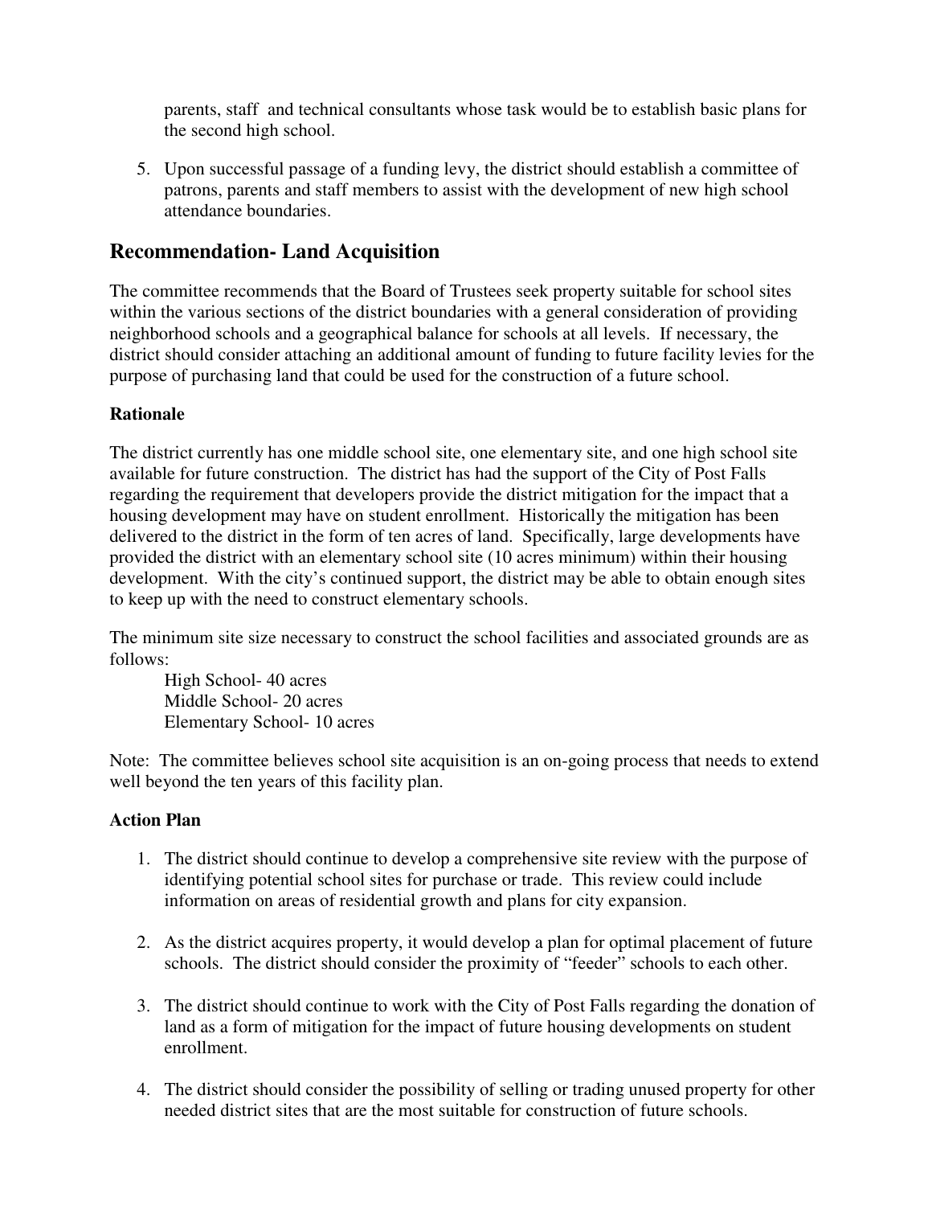parents, staff and technical consultants whose task would be to establish basic plans for the second high school.

5. Upon successful passage of a funding levy, the district should establish a committee of patrons, parents and staff members to assist with the development of new high school attendance boundaries.

## Recommendation- Land Acquisition

The committee recommends that the Board of Trustees seek property suitable for school sites within the various sections of the district boundaries with a general consideration of providing neighborhood schools and a geographical balance for schools at all levels. If necessary, the district should consider attaching an additional amount of funding to future facility levies for the purpose of purchasing land that could be used for the construction of a future school.

**Rationale**

The district currently has one middle school site, one elementary site, and one high school site available for future construction. The district has had the support of the City of Post Falls regarding the requirement that developers provide the district mitigation for the impact that a housing development may have on student enrollment. Historically the mitigation has been delivered to the district in the form of ten acres of land. Specifically, large developments have provided the district with an elementary school site (10 acres minimum) within their housing development. With the city's continued support, the district may be able to obtain enough sites to keep up with the need to construct elementary schools.

The minimum site size necessary to construct the school facilities and associated grounds are as follows:

High School- 40 acres
Middle School- 20 acres
Elementary School- 10 acres

Note: The committee believes school site acquisition is an on-going process that needs to extend well beyond the ten years of this facility plan.

**Action Plan**

1. The district should continue to develop a comprehensive site review with the purpose of identifying potential school sites for purchase or trade. This review could include information on areas of residential growth and plans for city expansion.

2. As the district acquires property, it would develop a plan for optimal placement of future schools. The district should consider the proximity of "feeder" schools to each other.

3. The district should continue to work with the City of Post Falls regarding the donation of land as a form of mitigation for the impact of future housing developments on student enrollment.

4. The district should consider the possibility of selling or trading unused property for other needed district sites that are the most suitable for construction of future schools.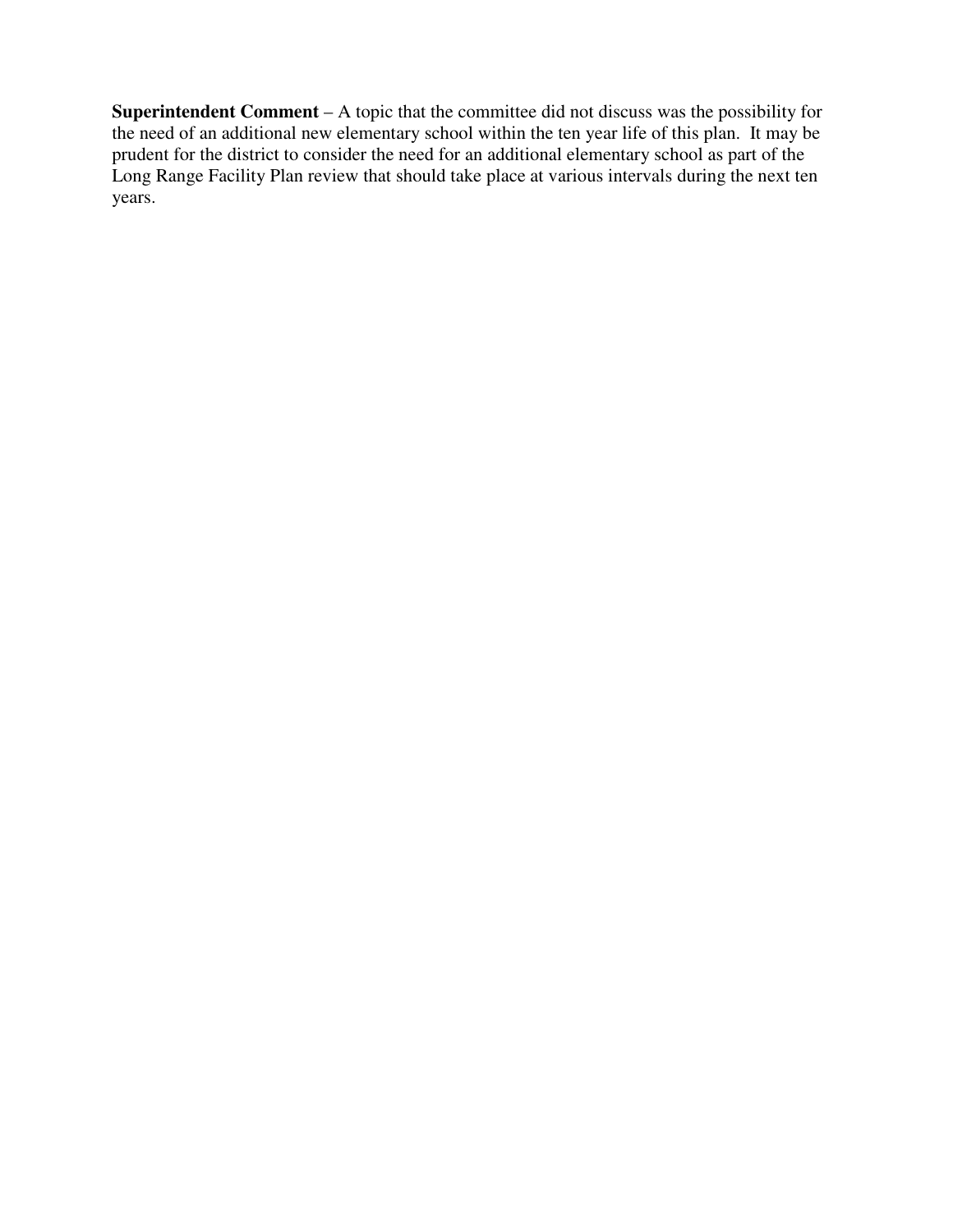**Superintendent Comment** – A topic that the committee did not discuss was the possibility for the need of an additional new elementary school within the ten year life of this plan. It may be prudent for the district to consider the need for an additional elementary school as part of the Long Range Facility Plan review that should take place at various intervals during the next ten years.